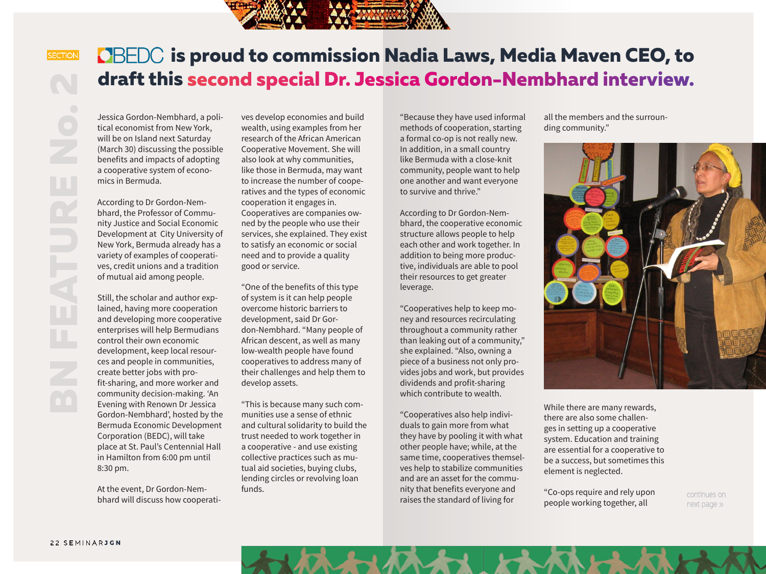SECTION

BN FEATURE No. 2

# BEDC is proud to commission Nadia Laws, Media Maven CEO, to draft this second special Dr. Jessica Gordon-Nembhard interview.

Jessica Gordon-Nembhard, a political economist from New York, will be on Island next Saturday (March 30) discussing the possible benefits and impacts of adopting a cooperative system of economics in Bermuda.

According to Dr Gordon-Nembhard, the Professor of Community Justice and Social Economic Development at City University of New York, Bermuda already has a variety of examples of cooperatives, credit unions and a tradition of mutual aid among people.

Still, the scholar and author explained, having more cooperation and developing more cooperative enterprises will help Bermudians control their own economic development, keep local resources and people in communities, create better jobs with profit-sharing, and more worker and community decision-making. 'An Evening with Renown Dr Jessica Gordon-Nembhard', hosted by the Bermuda Economic Development Corporation (BEDC), will take place at St. Paul's Centennial Hall in Hamilton from 6:00 pm until 8:30 pm.

At the event, Dr Gordon-Nembhard will discuss how cooperatives develop economies and build wealth, using examples from her research of the African American Cooperative Movement. She will also look at why communities, like those in Bermuda, may want to increase the number of cooperatives and the types of economic cooperation it engages in. Cooperatives are companies owned by the people who use their services, she explained. They exist to satisfy an economic or social need and to provide a quality good or service.

"One of the benefits of this type of system is it can help people overcome historic barriers to development, said Dr Gordon-Nembhard. "Many people of African descent, as well as many low-wealth people have found cooperatives to address many of their challenges and help them to develop assets.

"This is because many such communities use a sense of ethnic and cultural solidarity to build the trust needed to work together in a cooperative - and use existing collective practices such as mutual aid societies, buying clubs, lending circles or revolving loan funds.

"Because they have used informal methods of cooperation, starting a formal co-op is not really new. In addition, in a small country like Bermuda with a close-knit community, people want to help one another and want everyone to survive and thrive."

According to Dr Gordon-Nembhard, the cooperative economic structure allows people to help each other and work together. In addition to being more productive, individuals are able to pool their resources to get greater leverage.

"Cooperatives help to keep money and resources recirculating throughout a community rather than leaking out of a community," she explained. "Also, owning a piece of a business not only provides jobs and work, but provides dividends and profit-sharing which contribute to wealth.

"Cooperatives also help individuals to gain more from what they have by pooling it with what other people have; while, at the same time, cooperatives themselves help to stabilize communities and are an asset for the community that benefits everyone and raises the standard of living for all the members and the surrounding community."

While there are many rewards, there are also some challenges in setting up a cooperative system. Education and training are essential for a cooperative to be a success, but sometimes this element is neglected.

"Co-ops require and rely upon people working together, all

continues on next page »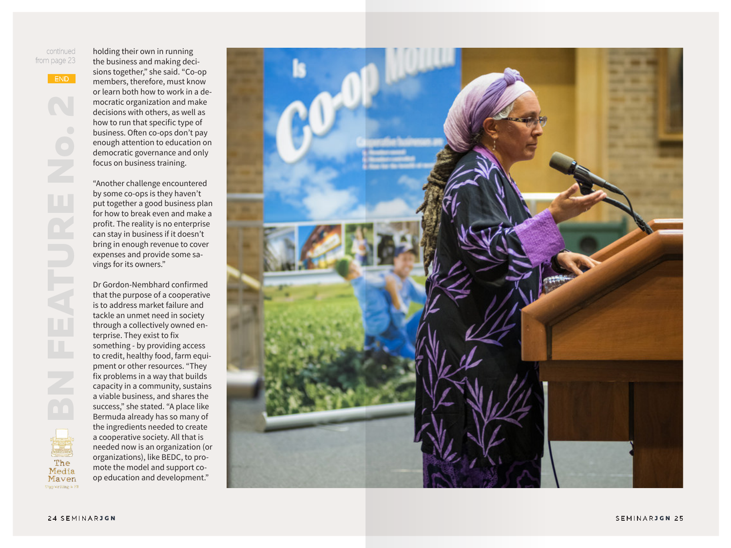continued from page 23

END

BN FEATURE No. 2

holding their own in running the business and making decisions together," she said. "Co-op members, therefore, must know or learn both how to work in a democratic organization and make decisions with others, as well as how to run that specific type of business. Often co-ops don't pay enough attention to education on democratic governance and only focus on business training.

"Another challenge encountered by some co-ops is they haven't put together a good business plan for how to break even and make a profit. The reality is no enterprise can stay in business if it doesn't bring in enough revenue to cover expenses and provide some savings for its owners."

Dr Gordon-Nembhard confirmed that the purpose of a cooperative is to address market failure and tackle an unmet need in society through a collectively owned enterprise. They exist to fix something - by providing access to credit, healthy food, farm equipment or other resources. "They fix problems in a way that builds capacity in a community, sustains a viable business, and shares the success," she stated. "A place like Bermuda already has so many of the ingredients needed to create a cooperative society. All that is needed now is an organization (or organizations), like BEDC, to promote the model and support co-op education and development."

The Media Maven